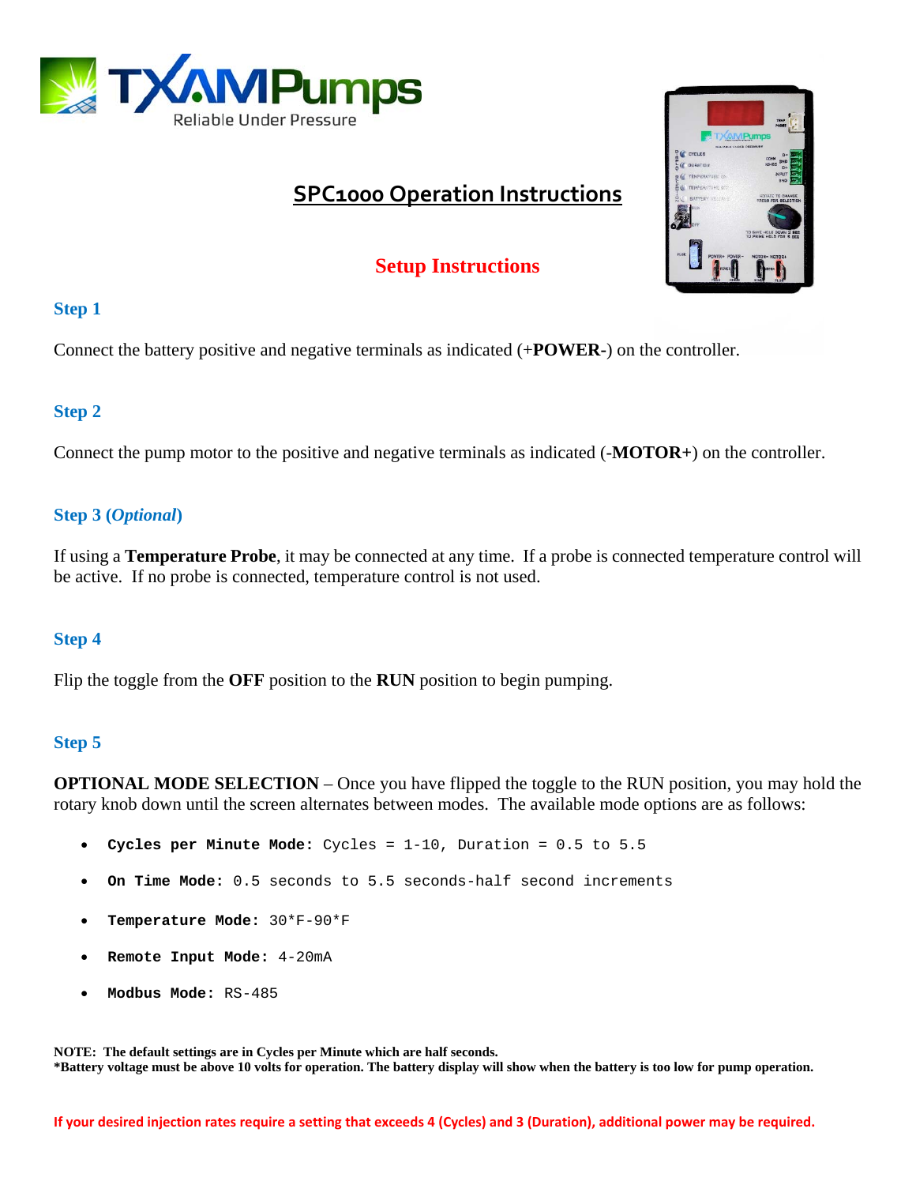# SPC1000 Operation Instructions

## Setup Instructions

### Step 1

Connect the battery positive and negative terminals as indicated (+**POWER**-) on the controller.

### Step 2

Connect the pump motor to the positive and negative terminals as indicated (-**MOTOR**+) on the controller.

### Step 3 (*Optional*)

If using a **Temperature Probe**, it may be connected at any time. If a probe is connected temperature control will be active. If no probe is connected, temperature control is not used.

### Step 4

Flip the toggle from the **OFF** position to the **RUN** position to begin pumping.

### Step 5

**OPTIONAL MODE SELECTION** – Once you have flipped the toggle to the RUN position, you may hold the rotary knob down until the screen alternates between modes. The available mode options are as follows:

- **Cycles per Minute Mode:** Cycles = 1-10, Duration = 0.5 to 5.5
- **On Time Mode:** 0.5 seconds to 5.5 seconds-half second increments
- **Temperature Mode:** 30*F-90*F
- **Remote Input Mode:** 4-20mA
- **Modbus Mode:** RS-485

**NOTE: The default settings are in Cycles per Minute which are half seconds.**
**\*Battery voltage must be above 10 volts for operation. The battery display will show when the battery is too low for pump operation.**

**If your desired injection rates require a setting that exceeds 4 (Cycles) and 3 (Duration), additional power may be required.**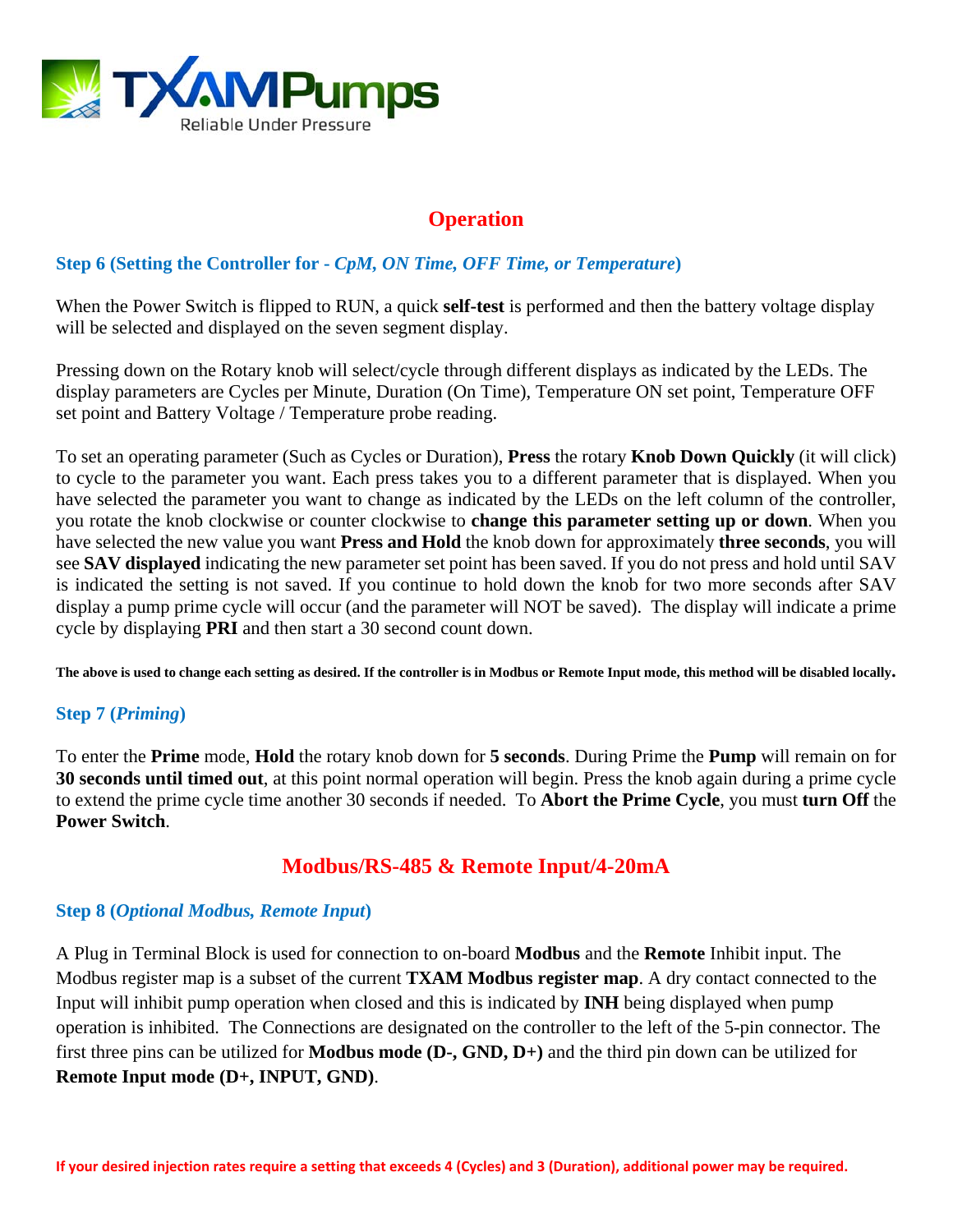## Operation

### Step 6 (Setting the Controller for - *CpM, ON Time, OFF Time, or Temperature*)

When the Power Switch is flipped to RUN, a quick **self-test** is performed and then the battery voltage display will be selected and displayed on the seven segment display.

Pressing down on the Rotary knob will select/cycle through different displays as indicated by the LEDs. The display parameters are Cycles per Minute, Duration (On Time), Temperature ON set point, Temperature OFF set point and Battery Voltage / Temperature probe reading.

To set an operating parameter (Such as Cycles or Duration), **Press** the rotary **Knob Down Quickly** (it will click) to cycle to the parameter you want. Each press takes you to a different parameter that is displayed. When you have selected the parameter you want to change as indicated by the LEDs on the left column of the controller, you rotate the knob clockwise or counter clockwise to **change this parameter setting up or down**. When you have selected the new value you want **Press and Hold** the knob down for approximately **three seconds**, you will see **SAV displayed** indicating the new parameter set point has been saved. If you do not press and hold until SAV is indicated the setting is not saved. If you continue to hold down the knob for two more seconds after SAV display a pump prime cycle will occur (and the parameter will NOT be saved). The display will indicate a prime cycle by displaying **PRI** and then start a 30 second count down.

**The above is used to change each setting as desired. If the controller is in Modbus or Remote Input mode, this method will be disabled locally.**

### Step 7 (*Priming*)

To enter the **Prime** mode, **Hold** the rotary knob down for **5 seconds**. During Prime the **Pump** will remain on for **30 seconds until timed out**, at this point normal operation will begin. Press the knob again during a prime cycle to extend the prime cycle time another 30 seconds if needed. To **Abort the Prime Cycle**, you must **turn Off** the **Power Switch**.

## Modbus/RS-485 & Remote Input/4-20mA

### Step 8 (*Optional Modbus, Remote Input*)

A Plug in Terminal Block is used for connection to on-board **Modbus** and the **Remote** Inhibit input. The Modbus register map is a subset of the current **TXAM Modbus register map**. A dry contact connected to the Input will inhibit pump operation when closed and this is indicated by **INH** being displayed when pump operation is inhibited. The Connections are designated on the controller to the left of the 5-pin connector. The first three pins can be utilized for **Modbus mode (D-, GND, D+)** and the third pin down can be utilized for **Remote Input mode (D+, INPUT, GND)**.

**If your desired injection rates require a setting that exceeds 4 (Cycles) and 3 (Duration), additional power may be required.**